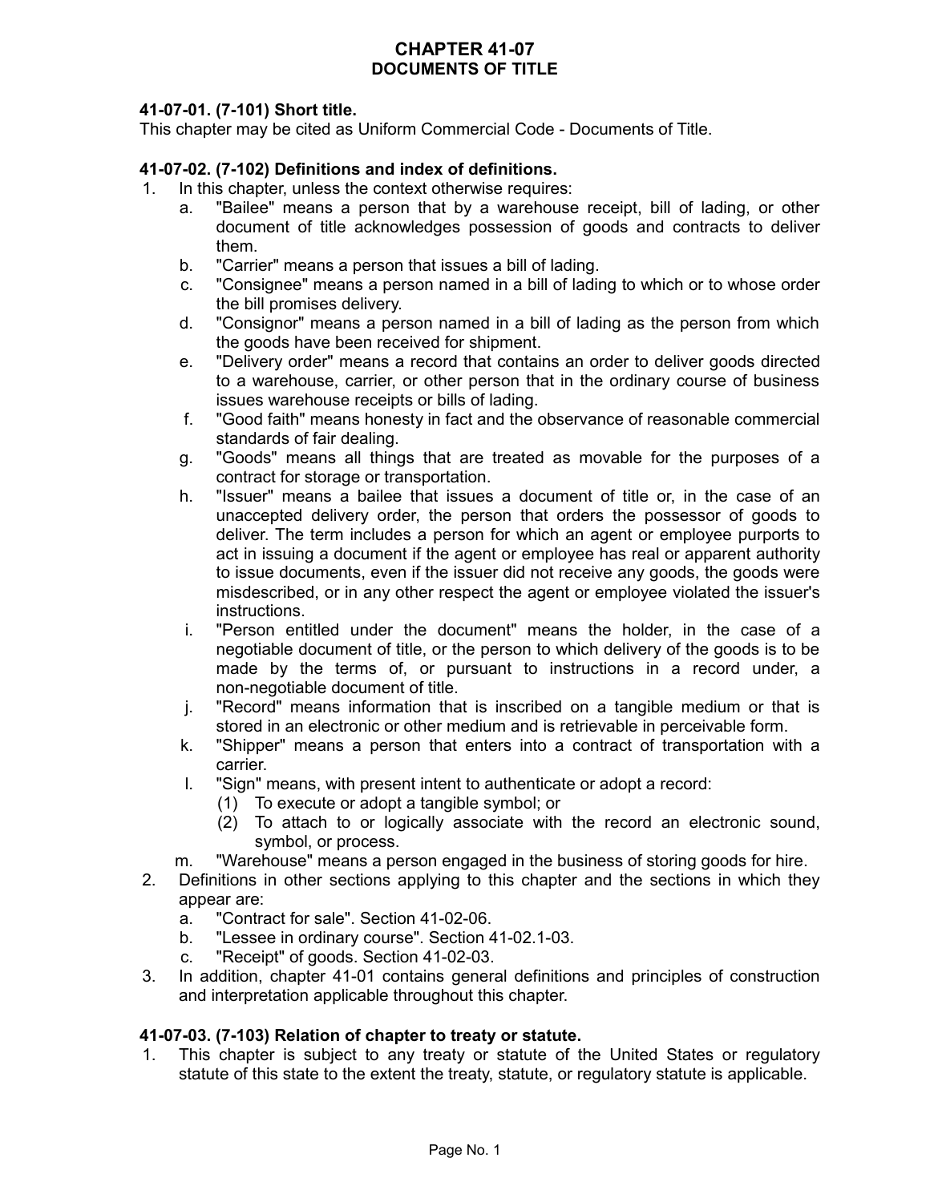# CHAPTER 41-07
# DOCUMENTS OF TITLE

**41-07-01. (7-101) Short title.**
This chapter may be cited as Uniform Commercial Code - Documents of Title.

**41-07-02. (7-102) Definitions and index of definitions.**

1. In this chapter, unless the context otherwise requires:
   a. "Bailee" means a person that by a warehouse receipt, bill of lading, or other document of title acknowledges possession of goods and contracts to deliver them.
   b. "Carrier" means a person that issues a bill of lading.
   c. "Consignee" means a person named in a bill of lading to which or to whose order the bill promises delivery.
   d. "Consignor" means a person named in a bill of lading as the person from which the goods have been received for shipment.
   e. "Delivery order" means a record that contains an order to deliver goods directed to a warehouse, carrier, or other person that in the ordinary course of business issues warehouse receipts or bills of lading.
   f. "Good faith" means honesty in fact and the observance of reasonable commercial standards of fair dealing.
   g. "Goods" means all things that are treated as movable for the purposes of a contract for storage or transportation.
   h. "Issuer" means a bailee that issues a document of title or, in the case of an unaccepted delivery order, the person that orders the possessor of goods to deliver. The term includes a person for which an agent or employee purports to act in issuing a document if the agent or employee has real or apparent authority to issue documents, even if the issuer did not receive any goods, the goods were misdescribed, or in any other respect the agent or employee violated the issuer's instructions.
   i. "Person entitled under the document" means the holder, in the case of a negotiable document of title, or the person to which delivery of the goods is to be made by the terms of, or pursuant to instructions in a record under, a non-negotiable document of title.
   j. "Record" means information that is inscribed on a tangible medium or that is stored in an electronic or other medium and is retrievable in perceivable form.
   k. "Shipper" means a person that enters into a contract of transportation with a carrier.
   l. "Sign" means, with present intent to authenticate or adopt a record:
      (1) To execute or adopt a tangible symbol; or
      (2) To attach to or logically associate with the record an electronic sound, symbol, or process.
   m. "Warehouse" means a person engaged in the business of storing goods for hire.
2. Definitions in other sections applying to this chapter and the sections in which they appear are:
   a. "Contract for sale". Section 41-02-06.
   b. "Lessee in ordinary course". Section 41-02.1-03.
   c. "Receipt" of goods. Section 41-02-03.
3. In addition, chapter 41-01 contains general definitions and principles of construction and interpretation applicable throughout this chapter.

**41-07-03. (7-103) Relation of chapter to treaty or statute.**

1. This chapter is subject to any treaty or statute of the United States or regulatory statute of this state to the extent the treaty, statute, or regulatory statute is applicable.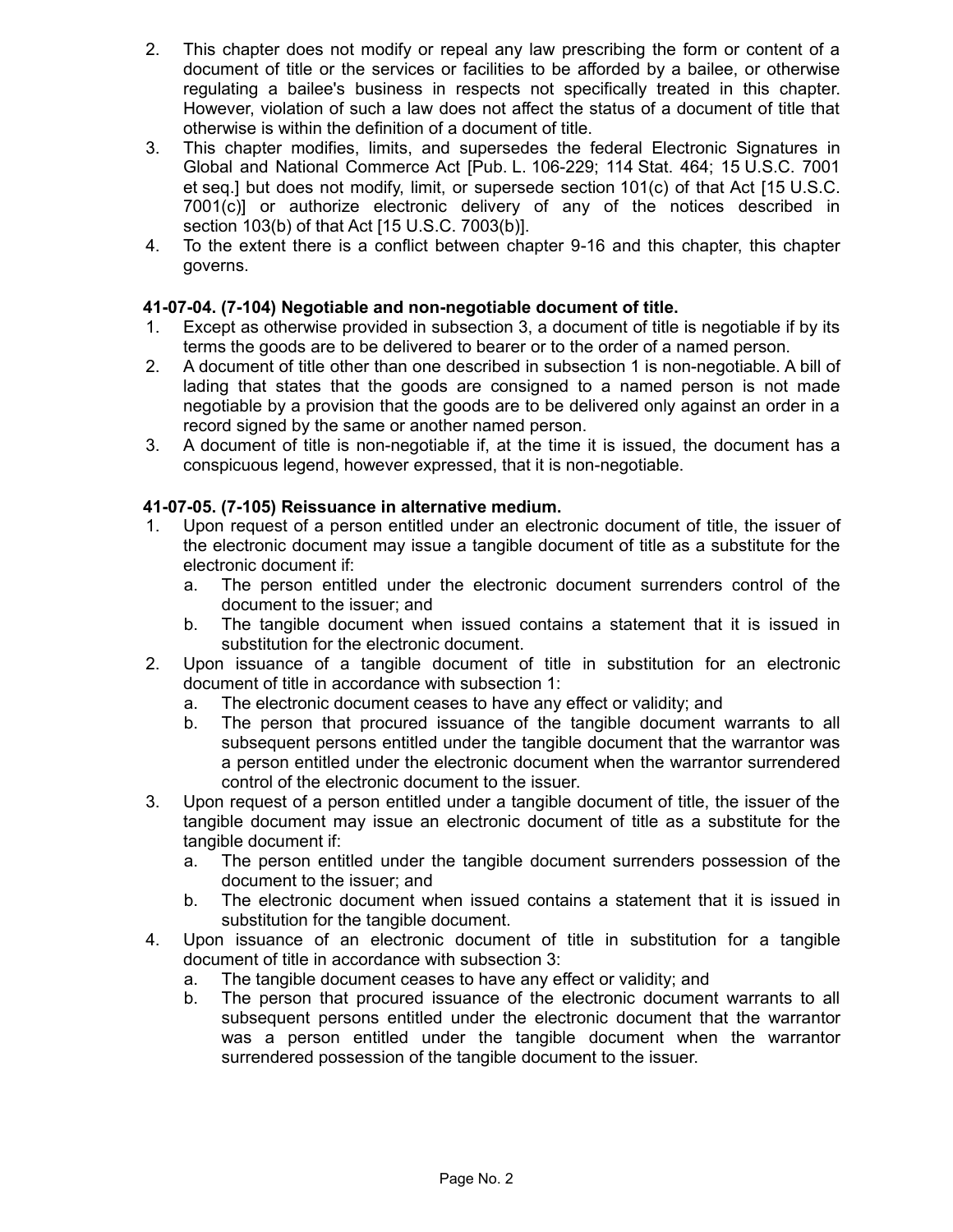2. This chapter does not modify or repeal any law prescribing the form or content of a document of title or the services or facilities to be afforded by a bailee, or otherwise regulating a bailee's business in respects not specifically treated in this chapter. However, violation of such a law does not affect the status of a document of title that otherwise is within the definition of a document of title.
3. This chapter modifies, limits, and supersedes the federal Electronic Signatures in Global and National Commerce Act [Pub. L. 106-229; 114 Stat. 464; 15 U.S.C. 7001 et seq.] but does not modify, limit, or supersede section 101(c) of that Act [15 U.S.C. 7001(c)] or authorize electronic delivery of any of the notices described in section 103(b) of that Act [15 U.S.C. 7003(b)].
4. To the extent there is a conflict between chapter 9-16 and this chapter, this chapter governs.

**41-07-04. (7-104) Negotiable and non-negotiable document of title.**

1. Except as otherwise provided in subsection 3, a document of title is negotiable if by its terms the goods are to be delivered to bearer or to the order of a named person.
2. A document of title other than one described in subsection 1 is non-negotiable. A bill of lading that states that the goods are consigned to a named person is not made negotiable by a provision that the goods are to be delivered only against an order in a record signed by the same or another named person.
3. A document of title is non-negotiable if, at the time it is issued, the document has a conspicuous legend, however expressed, that it is non-negotiable.

**41-07-05. (7-105) Reissuance in alternative medium.**

1. Upon request of a person entitled under an electronic document of title, the issuer of the electronic document may issue a tangible document of title as a substitute for the electronic document if:
   a. The person entitled under the electronic document surrenders control of the document to the issuer; and
   b. The tangible document when issued contains a statement that it is issued in substitution for the electronic document.
2. Upon issuance of a tangible document of title in substitution for an electronic document of title in accordance with subsection 1:
   a. The electronic document ceases to have any effect or validity; and
   b. The person that procured issuance of the tangible document warrants to all subsequent persons entitled under the tangible document that the warrantor was a person entitled under the electronic document when the warrantor surrendered control of the electronic document to the issuer.
3. Upon request of a person entitled under a tangible document of title, the issuer of the tangible document may issue an electronic document of title as a substitute for the tangible document if:
   a. The person entitled under the tangible document surrenders possession of the document to the issuer; and
   b. The electronic document when issued contains a statement that it is issued in substitution for the tangible document.
4. Upon issuance of an electronic document of title in substitution for a tangible document of title in accordance with subsection 3:
   a. The tangible document ceases to have any effect or validity; and
   b. The person that procured issuance of the electronic document warrants to all subsequent persons entitled under the electronic document that the warrantor was a person entitled under the tangible document when the warrantor surrendered possession of the tangible document to the issuer.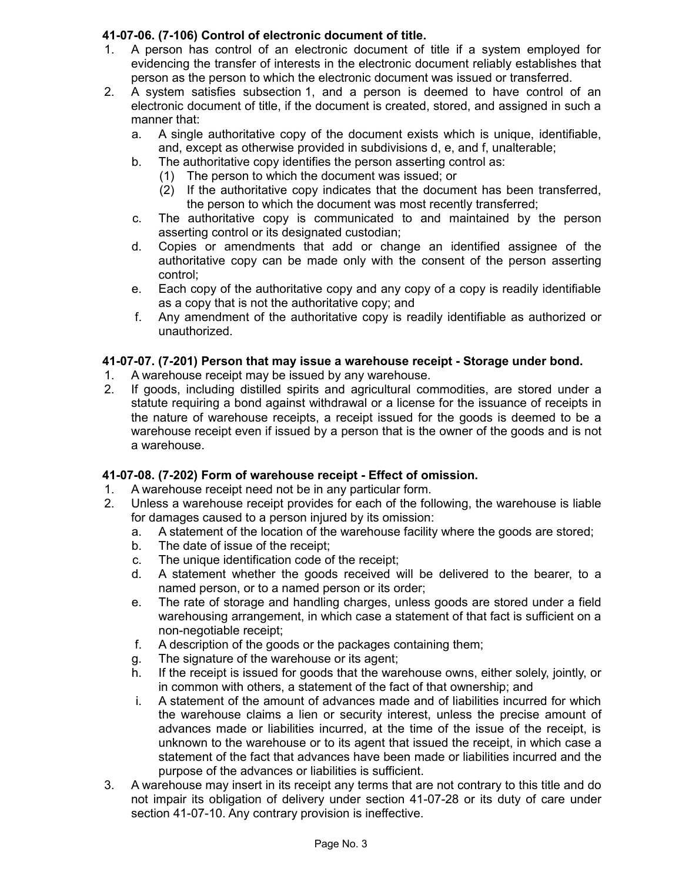**41-07-06. (7-106) Control of electronic document of title.**

1. A person has control of an electronic document of title if a system employed for evidencing the transfer of interests in the electronic document reliably establishes that person as the person to which the electronic document was issued or transferred.
2. A system satisfies subsection 1, and a person is deemed to have control of an electronic document of title, if the document is created, stored, and assigned in such a manner that:
   a. A single authoritative copy of the document exists which is unique, identifiable, and, except as otherwise provided in subdivisions d, e, and f, unalterable;
   b. The authoritative copy identifies the person asserting control as:
      (1) The person to which the document was issued; or
      (2) If the authoritative copy indicates that the document has been transferred, the person to which the document was most recently transferred;
   c. The authoritative copy is communicated to and maintained by the person asserting control or its designated custodian;
   d. Copies or amendments that add or change an identified assignee of the authoritative copy can be made only with the consent of the person asserting control;
   e. Each copy of the authoritative copy and any copy of a copy is readily identifiable as a copy that is not the authoritative copy; and
   f. Any amendment of the authoritative copy is readily identifiable as authorized or unauthorized.

**41-07-07. (7-201) Person that may issue a warehouse receipt - Storage under bond.**

1. A warehouse receipt may be issued by any warehouse.
2. If goods, including distilled spirits and agricultural commodities, are stored under a statute requiring a bond against withdrawal or a license for the issuance of receipts in the nature of warehouse receipts, a receipt issued for the goods is deemed to be a warehouse receipt even if issued by a person that is the owner of the goods and is not a warehouse.

**41-07-08. (7-202) Form of warehouse receipt - Effect of omission.**

1. A warehouse receipt need not be in any particular form.
2. Unless a warehouse receipt provides for each of the following, the warehouse is liable for damages caused to a person injured by its omission:
   a. A statement of the location of the warehouse facility where the goods are stored;
   b. The date of issue of the receipt;
   c. The unique identification code of the receipt;
   d. A statement whether the goods received will be delivered to the bearer, to a named person, or to a named person or its order;
   e. The rate of storage and handling charges, unless goods are stored under a field warehousing arrangement, in which case a statement of that fact is sufficient on a non-negotiable receipt;
   f. A description of the goods or the packages containing them;
   g. The signature of the warehouse or its agent;
   h. If the receipt is issued for goods that the warehouse owns, either solely, jointly, or in common with others, a statement of the fact of that ownership; and
   i. A statement of the amount of advances made and of liabilities incurred for which the warehouse claims a lien or security interest, unless the precise amount of advances made or liabilities incurred, at the time of the issue of the receipt, is unknown to the warehouse or to its agent that issued the receipt, in which case a statement of the fact that advances have been made or liabilities incurred and the purpose of the advances or liabilities is sufficient.
3. A warehouse may insert in its receipt any terms that are not contrary to this title and do not impair its obligation of delivery under section 41-07-28 or its duty of care under section 41-07-10. Any contrary provision is ineffective.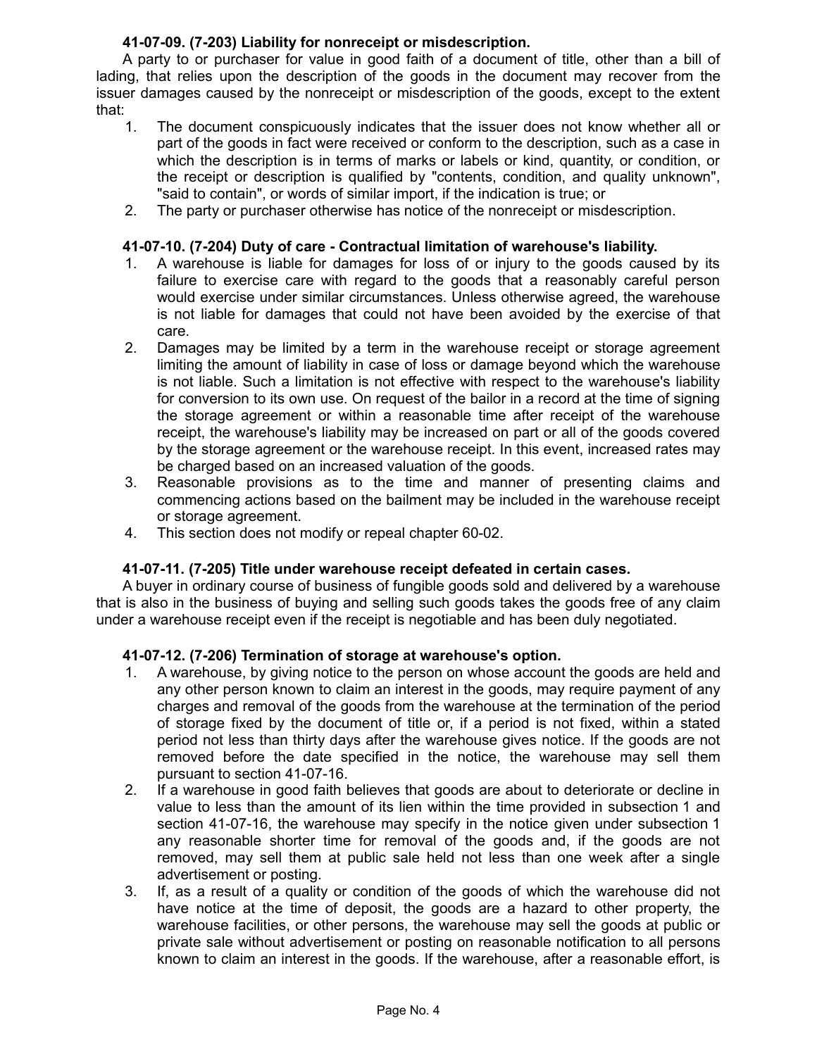**41-07-09. (7-203) Liability for nonreceipt or misdescription.**

A party to or purchaser for value in good faith of a document of title, other than a bill of lading, that relies upon the description of the goods in the document may recover from the issuer damages caused by the nonreceipt or misdescription of the goods, except to the extent that:

1. The document conspicuously indicates that the issuer does not know whether all or part of the goods in fact were received or conform to the description, such as a case in which the description is in terms of marks or labels or kind, quantity, or condition, or the receipt or description is qualified by "contents, condition, and quality unknown", "said to contain", or words of similar import, if the indication is true; or
2. The party or purchaser otherwise has notice of the nonreceipt or misdescription.

**41-07-10. (7-204) Duty of care - Contractual limitation of warehouse's liability.**

1. A warehouse is liable for damages for loss of or injury to the goods caused by its failure to exercise care with regard to the goods that a reasonably careful person would exercise under similar circumstances. Unless otherwise agreed, the warehouse is not liable for damages that could not have been avoided by the exercise of that care.
2. Damages may be limited by a term in the warehouse receipt or storage agreement limiting the amount of liability in case of loss or damage beyond which the warehouse is not liable. Such a limitation is not effective with respect to the warehouse's liability for conversion to its own use. On request of the bailor in a record at the time of signing the storage agreement or within a reasonable time after receipt of the warehouse receipt, the warehouse's liability may be increased on part or all of the goods covered by the storage agreement or the warehouse receipt. In this event, increased rates may be charged based on an increased valuation of the goods.
3. Reasonable provisions as to the time and manner of presenting claims and commencing actions based on the bailment may be included in the warehouse receipt or storage agreement.
4. This section does not modify or repeal chapter 60-02.

**41-07-11. (7-205) Title under warehouse receipt defeated in certain cases.**

A buyer in ordinary course of business of fungible goods sold and delivered by a warehouse that is also in the business of buying and selling such goods takes the goods free of any claim under a warehouse receipt even if the receipt is negotiable and has been duly negotiated.

**41-07-12. (7-206) Termination of storage at warehouse's option.**

1. A warehouse, by giving notice to the person on whose account the goods are held and any other person known to claim an interest in the goods, may require payment of any charges and removal of the goods from the warehouse at the termination of the period of storage fixed by the document of title or, if a period is not fixed, within a stated period not less than thirty days after the warehouse gives notice. If the goods are not removed before the date specified in the notice, the warehouse may sell them pursuant to section 41-07-16.
2. If a warehouse in good faith believes that goods are about to deteriorate or decline in value to less than the amount of its lien within the time provided in subsection 1 and section 41-07-16, the warehouse may specify in the notice given under subsection 1 any reasonable shorter time for removal of the goods and, if the goods are not removed, may sell them at public sale held not less than one week after a single advertisement or posting.
3. If, as a result of a quality or condition of the goods of which the warehouse did not have notice at the time of deposit, the goods are a hazard to other property, the warehouse facilities, or other persons, the warehouse may sell the goods at public or private sale without advertisement or posting on reasonable notification to all persons known to claim an interest in the goods. If the warehouse, after a reasonable effort, is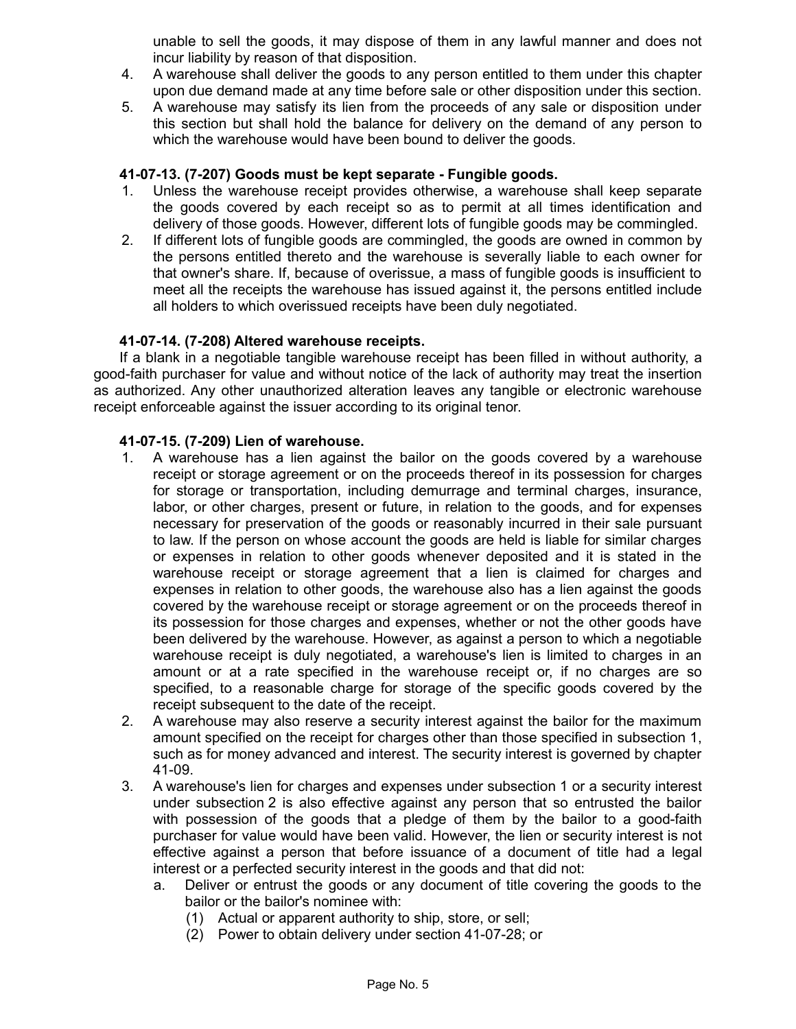unable to sell the goods, it may dispose of them in any lawful manner and does not incur liability by reason of that disposition.

4. A warehouse shall deliver the goods to any person entitled to them under this chapter upon due demand made at any time before sale or other disposition under this section.
5. A warehouse may satisfy its lien from the proceeds of any sale or disposition under this section but shall hold the balance for delivery on the demand of any person to which the warehouse would have been bound to deliver the goods.

### 41-07-13. (7-207) Goods must be kept separate - Fungible goods.

1. Unless the warehouse receipt provides otherwise, a warehouse shall keep separate the goods covered by each receipt so as to permit at all times identification and delivery of those goods. However, different lots of fungible goods may be commingled.
2. If different lots of fungible goods are commingled, the goods are owned in common by the persons entitled thereto and the warehouse is severally liable to each owner for that owner's share. If, because of overissue, a mass of fungible goods is insufficient to meet all the receipts the warehouse has issued against it, the persons entitled include all holders to which overissued receipts have been duly negotiated.

### 41-07-14. (7-208) Altered warehouse receipts.

If a blank in a negotiable tangible warehouse receipt has been filled in without authority, a good-faith purchaser for value and without notice of the lack of authority may treat the insertion as authorized. Any other unauthorized alteration leaves any tangible or electronic warehouse receipt enforceable against the issuer according to its original tenor.

### 41-07-15. (7-209) Lien of warehouse.

1. A warehouse has a lien against the bailor on the goods covered by a warehouse receipt or storage agreement or on the proceeds thereof in its possession for charges for storage or transportation, including demurrage and terminal charges, insurance, labor, or other charges, present or future, in relation to the goods, and for expenses necessary for preservation of the goods or reasonably incurred in their sale pursuant to law. If the person on whose account the goods are held is liable for similar charges or expenses in relation to other goods whenever deposited and it is stated in the warehouse receipt or storage agreement that a lien is claimed for charges and expenses in relation to other goods, the warehouse also has a lien against the goods covered by the warehouse receipt or storage agreement or on the proceeds thereof in its possession for those charges and expenses, whether or not the other goods have been delivered by the warehouse. However, as against a person to which a negotiable warehouse receipt is duly negotiated, a warehouse's lien is limited to charges in an amount or at a rate specified in the warehouse receipt or, if no charges are so specified, to a reasonable charge for storage of the specific goods covered by the receipt subsequent to the date of the receipt.
2. A warehouse may also reserve a security interest against the bailor for the maximum amount specified on the receipt for charges other than those specified in subsection 1, such as for money advanced and interest. The security interest is governed by chapter 41-09.
3. A warehouse's lien for charges and expenses under subsection 1 or a security interest under subsection 2 is also effective against any person that so entrusted the bailor with possession of the goods that a pledge of them by the bailor to a good-faith purchaser for value would have been valid. However, the lien or security interest is not effective against a person that before issuance of a document of title had a legal interest or a perfected security interest in the goods and that did not:
   a. Deliver or entrust the goods or any document of title covering the goods to the bailor or the bailor's nominee with:
      (1) Actual or apparent authority to ship, store, or sell;
      (2) Power to obtain delivery under section 41-07-28; or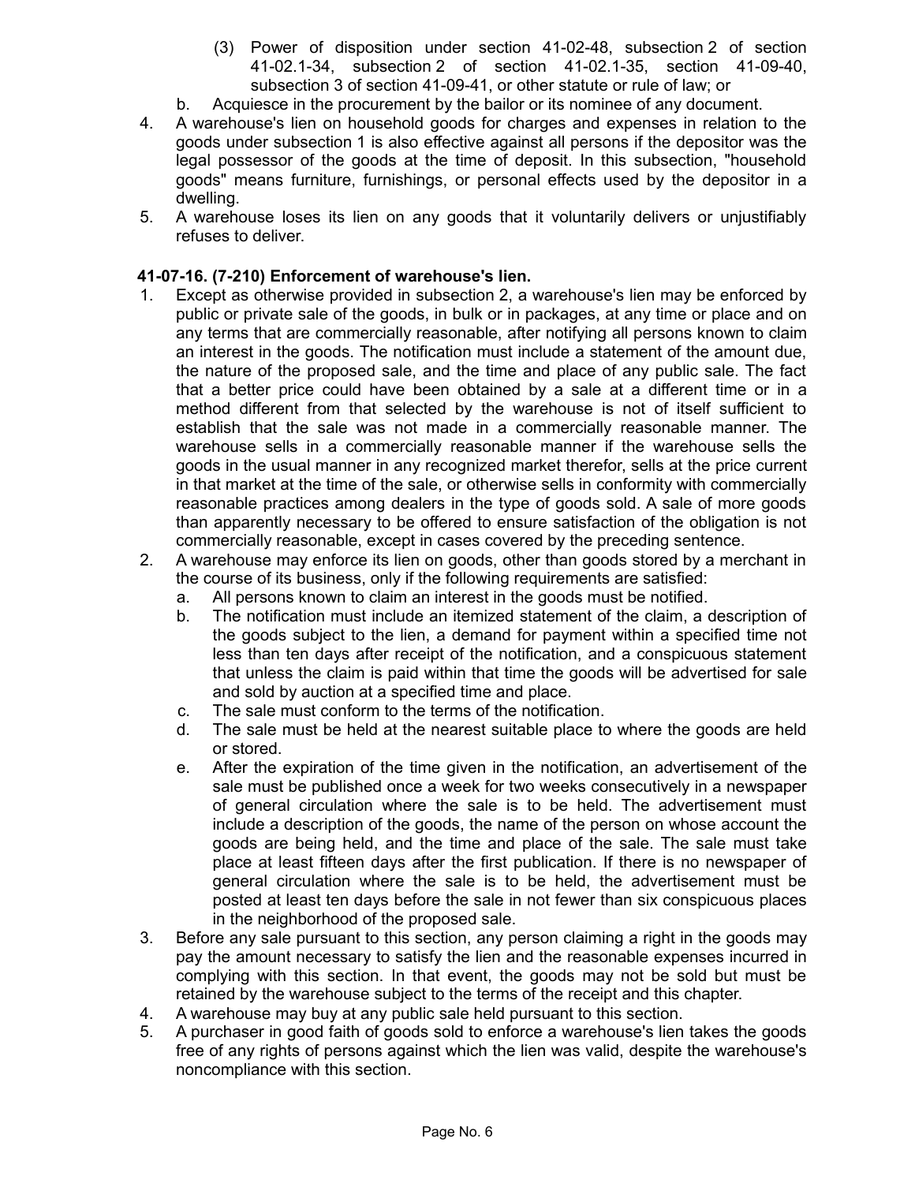(3) Power of disposition under section 41-02-48, subsection 2 of section 41-02.1-34, subsection 2 of section 41-02.1-35, section 41-09-40, subsection 3 of section 41-09-41, or other statute or rule of law; or

 b. Acquiesce in the procurement by the bailor or its nominee of any document.

4. A warehouse's lien on household goods for charges and expenses in relation to the goods under subsection 1 is also effective against all persons if the depositor was the legal possessor of the goods at the time of deposit. In this subsection, "household goods" means furniture, furnishings, or personal effects used by the depositor in a dwelling.
5. A warehouse loses its lien on any goods that it voluntarily delivers or unjustifiably refuses to deliver.

**41-07-16. (7-210) Enforcement of warehouse's lien.**

1. Except as otherwise provided in subsection 2, a warehouse's lien may be enforced by public or private sale of the goods, in bulk or in packages, at any time or place and on any terms that are commercially reasonable, after notifying all persons known to claim an interest in the goods. The notification must include a statement of the amount due, the nature of the proposed sale, and the time and place of any public sale. The fact that a better price could have been obtained by a sale at a different time or in a method different from that selected by the warehouse is not of itself sufficient to establish that the sale was not made in a commercially reasonable manner. The warehouse sells in a commercially reasonable manner if the warehouse sells the goods in the usual manner in any recognized market therefor, sells at the price current in that market at the time of the sale, or otherwise sells in conformity with commercially reasonable practices among dealers in the type of goods sold. A sale of more goods than apparently necessary to be offered to ensure satisfaction of the obligation is not commercially reasonable, except in cases covered by the preceding sentence.
2. A warehouse may enforce its lien on goods, other than goods stored by a merchant in the course of its business, only if the following requirements are satisfied:
   a. All persons known to claim an interest in the goods must be notified.
   b. The notification must include an itemized statement of the claim, a description of the goods subject to the lien, a demand for payment within a specified time not less than ten days after receipt of the notification, and a conspicuous statement that unless the claim is paid within that time the goods will be advertised for sale and sold by auction at a specified time and place.
   c. The sale must conform to the terms of the notification.
   d. The sale must be held at the nearest suitable place to where the goods are held or stored.
   e. After the expiration of the time given in the notification, an advertisement of the sale must be published once a week for two weeks consecutively in a newspaper of general circulation where the sale is to be held. The advertisement must include a description of the goods, the name of the person on whose account the goods are being held, and the time and place of the sale. The sale must take place at least fifteen days after the first publication. If there is no newspaper of general circulation where the sale is to be held, the advertisement must be posted at least ten days before the sale in not fewer than six conspicuous places in the neighborhood of the proposed sale.
3. Before any sale pursuant to this section, any person claiming a right in the goods may pay the amount necessary to satisfy the lien and the reasonable expenses incurred in complying with this section. In that event, the goods may not be sold but must be retained by the warehouse subject to the terms of the receipt and this chapter.
4. A warehouse may buy at any public sale held pursuant to this section.
5. A purchaser in good faith of goods sold to enforce a warehouse's lien takes the goods free of any rights of persons against which the lien was valid, despite the warehouse's noncompliance with this section.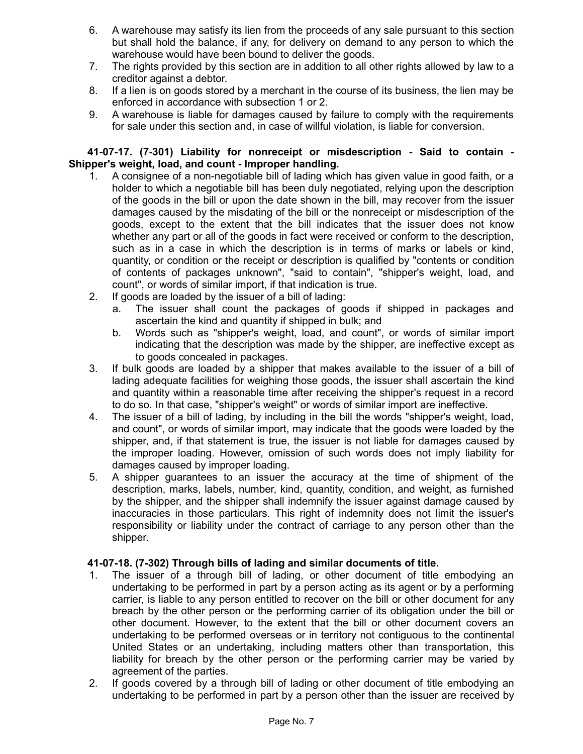6. A warehouse may satisfy its lien from the proceeds of any sale pursuant to this section but shall hold the balance, if any, for delivery on demand to any person to which the warehouse would have been bound to deliver the goods.
7. The rights provided by this section are in addition to all other rights allowed by law to a creditor against a debtor.
8. If a lien is on goods stored by a merchant in the course of its business, the lien may be enforced in accordance with subsection 1 or 2.
9. A warehouse is liable for damages caused by failure to comply with the requirements for sale under this section and, in case of willful violation, is liable for conversion.

**41-07-17. (7-301) Liability for nonreceipt or misdescription - Said to contain - Shipper's weight, load, and count - Improper handling.**

1. A consignee of a non-negotiable bill of lading which has given value in good faith, or a holder to which a negotiable bill has been duly negotiated, relying upon the description of the goods in the bill or upon the date shown in the bill, may recover from the issuer damages caused by the misdating of the bill or the nonreceipt or misdescription of the goods, except to the extent that the bill indicates that the issuer does not know whether any part or all of the goods in fact were received or conform to the description, such as in a case in which the description is in terms of marks or labels or kind, quantity, or condition or the receipt or description is qualified by "contents or condition of contents of packages unknown", "said to contain", "shipper's weight, load, and count", or words of similar import, if that indication is true.
2. If goods are loaded by the issuer of a bill of lading:
   a. The issuer shall count the packages of goods if shipped in packages and ascertain the kind and quantity if shipped in bulk; and
   b. Words such as "shipper's weight, load, and count", or words of similar import indicating that the description was made by the shipper, are ineffective except as to goods concealed in packages.
3. If bulk goods are loaded by a shipper that makes available to the issuer of a bill of lading adequate facilities for weighing those goods, the issuer shall ascertain the kind and quantity within a reasonable time after receiving the shipper's request in a record to do so. In that case, "shipper's weight" or words of similar import are ineffective.
4. The issuer of a bill of lading, by including in the bill the words "shipper's weight, load, and count", or words of similar import, may indicate that the goods were loaded by the shipper, and, if that statement is true, the issuer is not liable for damages caused by the improper loading. However, omission of such words does not imply liability for damages caused by improper loading.
5. A shipper guarantees to an issuer the accuracy at the time of shipment of the description, marks, labels, number, kind, quantity, condition, and weight, as furnished by the shipper, and the shipper shall indemnify the issuer against damage caused by inaccuracies in those particulars. This right of indemnity does not limit the issuer's responsibility or liability under the contract of carriage to any person other than the shipper.

**41-07-18. (7-302) Through bills of lading and similar documents of title.**

1. The issuer of a through bill of lading, or other document of title embodying an undertaking to be performed in part by a person acting as its agent or by a performing carrier, is liable to any person entitled to recover on the bill or other document for any breach by the other person or the performing carrier of its obligation under the bill or other document. However, to the extent that the bill or other document covers an undertaking to be performed overseas or in territory not contiguous to the continental United States or an undertaking, including matters other than transportation, this liability for breach by the other person or the performing carrier may be varied by agreement of the parties.
2. If goods covered by a through bill of lading or other document of title embodying an undertaking to be performed in part by a person other than the issuer are received by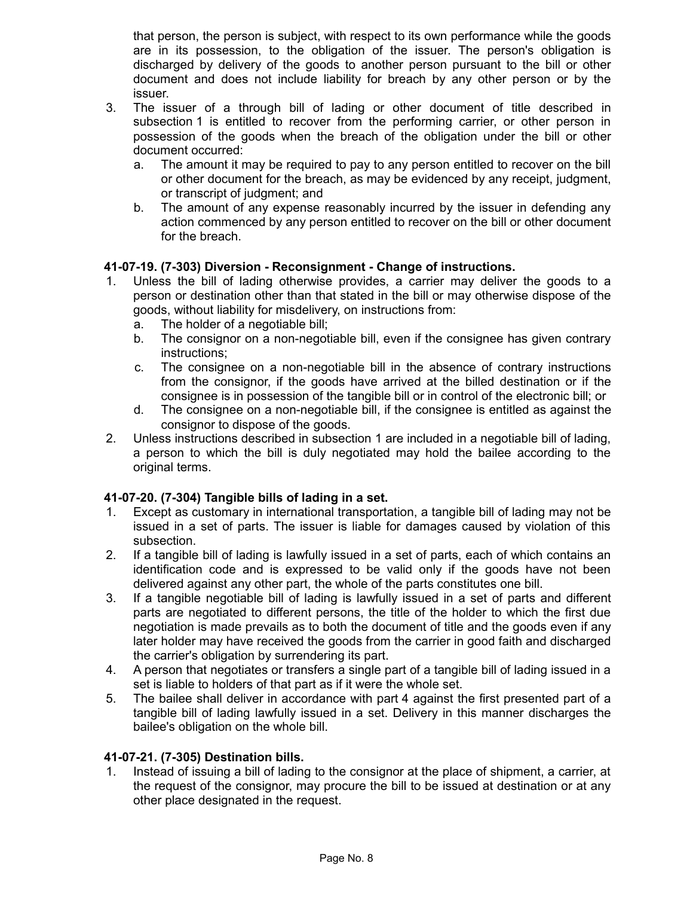that person, the person is subject, with respect to its own performance while the goods are in its possession, to the obligation of the issuer. The person's obligation is discharged by delivery of the goods to another person pursuant to the bill or other document and does not include liability for breach by any other person or by the issuer.

3. The issuer of a through bill of lading or other document of title described in subsection 1 is entitled to recover from the performing carrier, or other person in possession of the goods when the breach of the obligation under the bill or other document occurred:
   a. The amount it may be required to pay to any person entitled to recover on the bill or other document for the breach, as may be evidenced by any receipt, judgment, or transcript of judgment; and
   b. The amount of any expense reasonably incurred by the issuer in defending any action commenced by any person entitled to recover on the bill or other document for the breach.

**41-07-19. (7-303) Diversion - Reconsignment - Change of instructions.**

1. Unless the bill of lading otherwise provides, a carrier may deliver the goods to a person or destination other than that stated in the bill or may otherwise dispose of the goods, without liability for misdelivery, on instructions from:
   a. The holder of a negotiable bill;
   b. The consignor on a non-negotiable bill, even if the consignee has given contrary instructions;
   c. The consignee on a non-negotiable bill in the absence of contrary instructions from the consignor, if the goods have arrived at the billed destination or if the consignee is in possession of the tangible bill or in control of the electronic bill; or
   d. The consignee on a non-negotiable bill, if the consignee is entitled as against the consignor to dispose of the goods.
2. Unless instructions described in subsection 1 are included in a negotiable bill of lading, a person to which the bill is duly negotiated may hold the bailee according to the original terms.

**41-07-20. (7-304) Tangible bills of lading in a set.**

1. Except as customary in international transportation, a tangible bill of lading may not be issued in a set of parts. The issuer is liable for damages caused by violation of this subsection.
2. If a tangible bill of lading is lawfully issued in a set of parts, each of which contains an identification code and is expressed to be valid only if the goods have not been delivered against any other part, the whole of the parts constitutes one bill.
3. If a tangible negotiable bill of lading is lawfully issued in a set of parts and different parts are negotiated to different persons, the title of the holder to which the first due negotiation is made prevails as to both the document of title and the goods even if any later holder may have received the goods from the carrier in good faith and discharged the carrier's obligation by surrendering its part.
4. A person that negotiates or transfers a single part of a tangible bill of lading issued in a set is liable to holders of that part as if it were the whole set.
5. The bailee shall deliver in accordance with part 4 against the first presented part of a tangible bill of lading lawfully issued in a set. Delivery in this manner discharges the bailee's obligation on the whole bill.

**41-07-21. (7-305) Destination bills.**

1. Instead of issuing a bill of lading to the consignor at the place of shipment, a carrier, at the request of the consignor, may procure the bill to be issued at destination or at any other place designated in the request.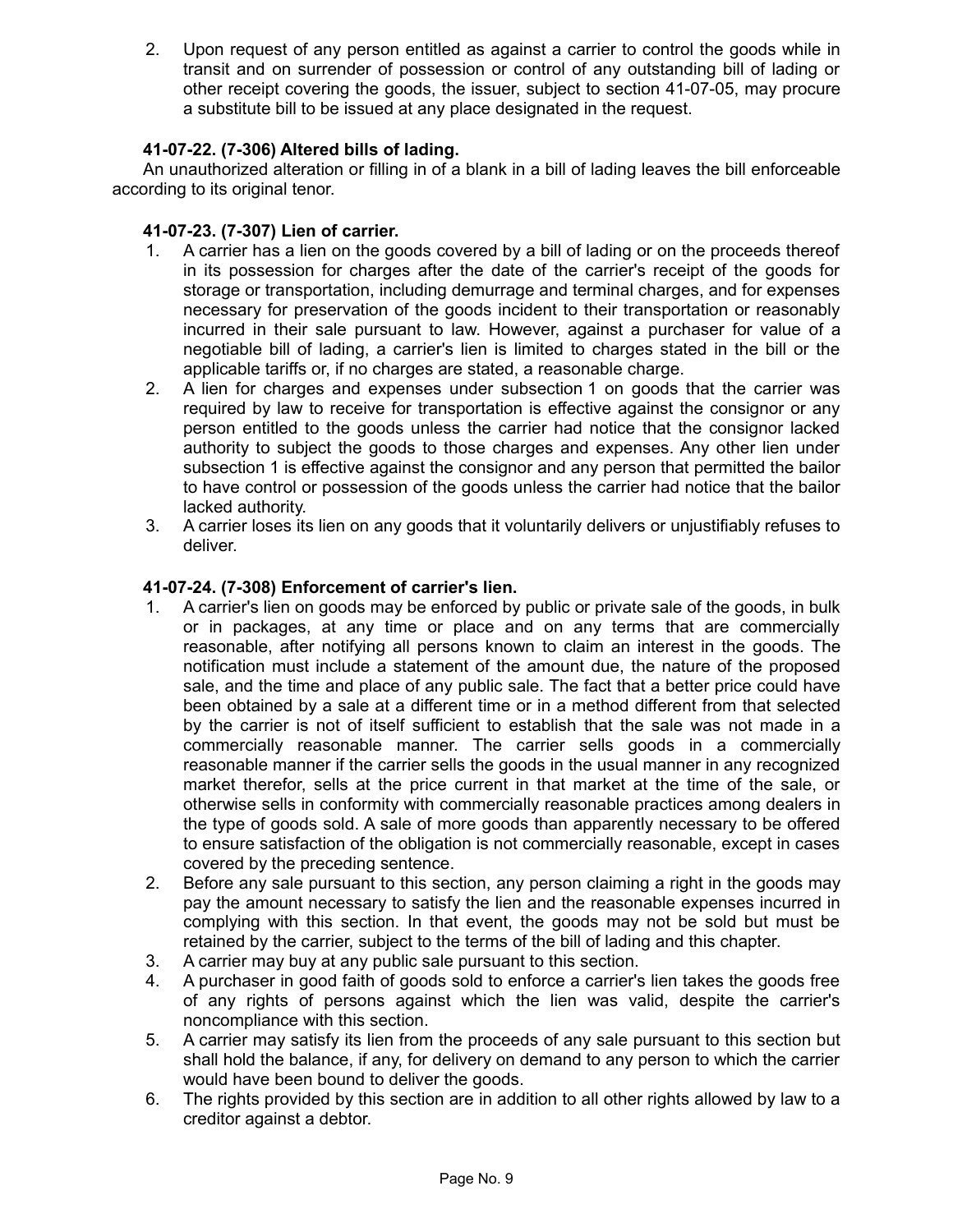2. Upon request of any person entitled as against a carrier to control the goods while in transit and on surrender of possession or control of any outstanding bill of lading or other receipt covering the goods, the issuer, subject to section 41-07-05, may procure a substitute bill to be issued at any place designated in the request.

**41-07-22. (7-306) Altered bills of lading.**

An unauthorized alteration or filling in of a blank in a bill of lading leaves the bill enforceable according to its original tenor.

**41-07-23. (7-307) Lien of carrier.**

1. A carrier has a lien on the goods covered by a bill of lading or on the proceeds thereof in its possession for charges after the date of the carrier's receipt of the goods for storage or transportation, including demurrage and terminal charges, and for expenses necessary for preservation of the goods incident to their transportation or reasonably incurred in their sale pursuant to law. However, against a purchaser for value of a negotiable bill of lading, a carrier's lien is limited to charges stated in the bill or the applicable tariffs or, if no charges are stated, a reasonable charge.
2. A lien for charges and expenses under subsection 1 on goods that the carrier was required by law to receive for transportation is effective against the consignor or any person entitled to the goods unless the carrier had notice that the consignor lacked authority to subject the goods to those charges and expenses. Any other lien under subsection 1 is effective against the consignor and any person that permitted the bailor to have control or possession of the goods unless the carrier had notice that the bailor lacked authority.
3. A carrier loses its lien on any goods that it voluntarily delivers or unjustifiably refuses to deliver.

**41-07-24. (7-308) Enforcement of carrier's lien.**

1. A carrier's lien on goods may be enforced by public or private sale of the goods, in bulk or in packages, at any time or place and on any terms that are commercially reasonable, after notifying all persons known to claim an interest in the goods. The notification must include a statement of the amount due, the nature of the proposed sale, and the time and place of any public sale. The fact that a better price could have been obtained by a sale at a different time or in a method different from that selected by the carrier is not of itself sufficient to establish that the sale was not made in a commercially reasonable manner. The carrier sells goods in a commercially reasonable manner if the carrier sells the goods in the usual manner in any recognized market therefor, sells at the price current in that market at the time of the sale, or otherwise sells in conformity with commercially reasonable practices among dealers in the type of goods sold. A sale of more goods than apparently necessary to be offered to ensure satisfaction of the obligation is not commercially reasonable, except in cases covered by the preceding sentence.
2. Before any sale pursuant to this section, any person claiming a right in the goods may pay the amount necessary to satisfy the lien and the reasonable expenses incurred in complying with this section. In that event, the goods may not be sold but must be retained by the carrier, subject to the terms of the bill of lading and this chapter.
3. A carrier may buy at any public sale pursuant to this section.
4. A purchaser in good faith of goods sold to enforce a carrier's lien takes the goods free of any rights of persons against which the lien was valid, despite the carrier's noncompliance with this section.
5. A carrier may satisfy its lien from the proceeds of any sale pursuant to this section but shall hold the balance, if any, for delivery on demand to any person to which the carrier would have been bound to deliver the goods.
6. The rights provided by this section are in addition to all other rights allowed by law to a creditor against a debtor.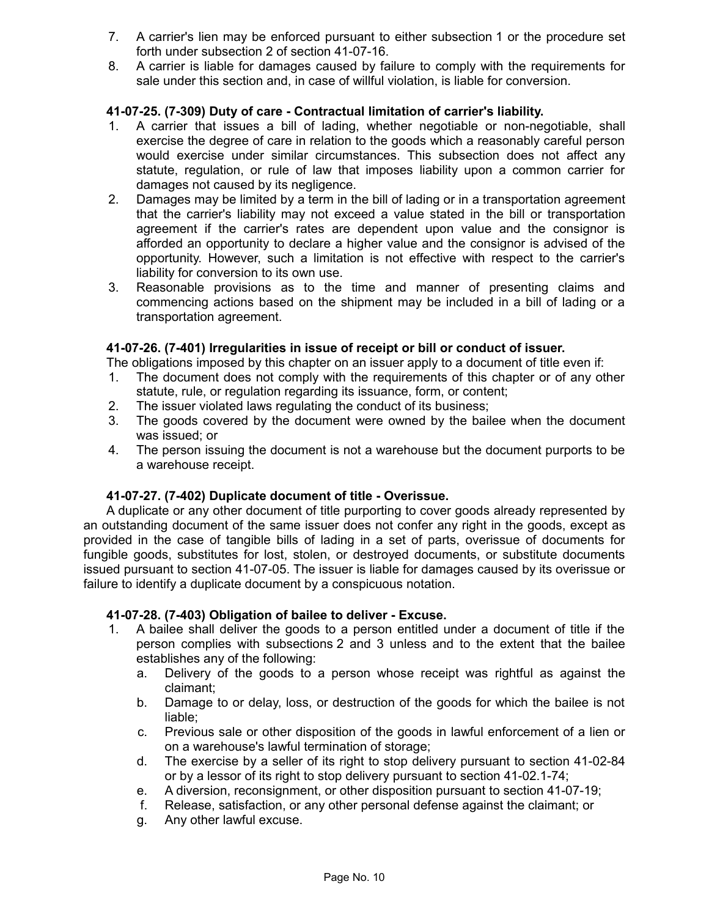7. A carrier's lien may be enforced pursuant to either subsection 1 or the procedure set forth under subsection 2 of section 41-07-16.
8. A carrier is liable for damages caused by failure to comply with the requirements for sale under this section and, in case of willful violation, is liable for conversion.

### 41-07-25. (7-309) Duty of care - Contractual limitation of carrier's liability.

1. A carrier that issues a bill of lading, whether negotiable or non-negotiable, shall exercise the degree of care in relation to the goods which a reasonably careful person would exercise under similar circumstances. This subsection does not affect any statute, regulation, or rule of law that imposes liability upon a common carrier for damages not caused by its negligence.
2. Damages may be limited by a term in the bill of lading or in a transportation agreement that the carrier's liability may not exceed a value stated in the bill or transportation agreement if the carrier's rates are dependent upon value and the consignor is afforded an opportunity to declare a higher value and the consignor is advised of the opportunity. However, such a limitation is not effective with respect to the carrier's liability for conversion to its own use.
3. Reasonable provisions as to the time and manner of presenting claims and commencing actions based on the shipment may be included in a bill of lading or a transportation agreement.

### 41-07-26. (7-401) Irregularities in issue of receipt or bill or conduct of issuer.

The obligations imposed by this chapter on an issuer apply to a document of title even if:

1. The document does not comply with the requirements of this chapter or of any other statute, rule, or regulation regarding its issuance, form, or content;
2. The issuer violated laws regulating the conduct of its business;
3. The goods covered by the document were owned by the bailee when the document was issued; or
4. The person issuing the document is not a warehouse but the document purports to be a warehouse receipt.

### 41-07-27. (7-402) Duplicate document of title - Overissue.

A duplicate or any other document of title purporting to cover goods already represented by an outstanding document of the same issuer does not confer any right in the goods, except as provided in the case of tangible bills of lading in a set of parts, overissue of documents for fungible goods, substitutes for lost, stolen, or destroyed documents, or substitute documents issued pursuant to section 41-07-05. The issuer is liable for damages caused by its overissue or failure to identify a duplicate document by a conspicuous notation.

### 41-07-28. (7-403) Obligation of bailee to deliver - Excuse.

1. A bailee shall deliver the goods to a person entitled under a document of title if the person complies with subsections 2 and 3 unless and to the extent that the bailee establishes any of the following:
   a. Delivery of the goods to a person whose receipt was rightful as against the claimant;
   b. Damage to or delay, loss, or destruction of the goods for which the bailee is not liable;
   c. Previous sale or other disposition of the goods in lawful enforcement of a lien or on a warehouse's lawful termination of storage;
   d. The exercise by a seller of its right to stop delivery pursuant to section 41-02-84 or by a lessor of its right to stop delivery pursuant to section 41-02.1-74;
   e. A diversion, reconsignment, or other disposition pursuant to section 41-07-19;
   f. Release, satisfaction, or any other personal defense against the claimant; or
   g. Any other lawful excuse.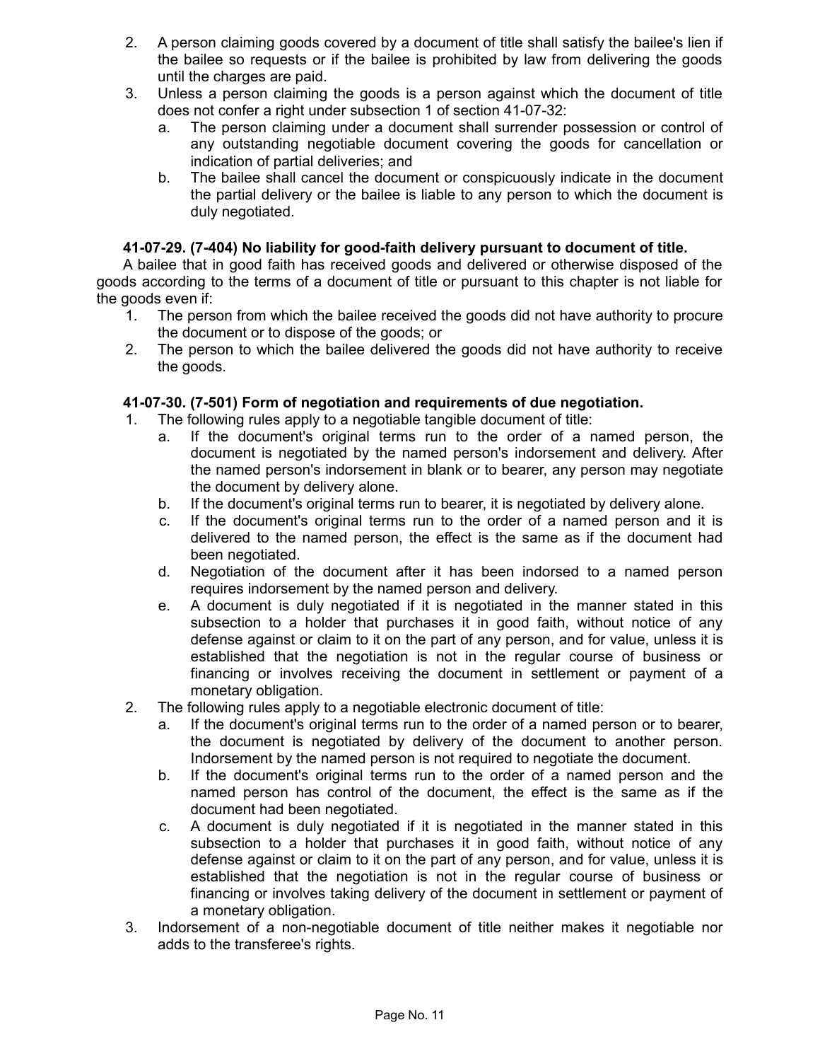2. A person claiming goods covered by a document of title shall satisfy the bailee's lien if the bailee so requests or if the bailee is prohibited by law from delivering the goods until the charges are paid.
3. Unless a person claiming the goods is a person against which the document of title does not confer a right under subsection 1 of section 41-07-32:
   a. The person claiming under a document shall surrender possession or control of any outstanding negotiable document covering the goods for cancellation or indication of partial deliveries; and
   b. The bailee shall cancel the document or conspicuously indicate in the document the partial delivery or the bailee is liable to any person to which the document is duly negotiated.

**41-07-29. (7-404) No liability for good-faith delivery pursuant to document of title.**

A bailee that in good faith has received goods and delivered or otherwise disposed of the goods according to the terms of a document of title or pursuant to this chapter is not liable for the goods even if:

1. The person from which the bailee received the goods did not have authority to procure the document or to dispose of the goods; or
2. The person to which the bailee delivered the goods did not have authority to receive the goods.

**41-07-30. (7-501) Form of negotiation and requirements of due negotiation.**

1. The following rules apply to a negotiable tangible document of title:
   a. If the document's original terms run to the order of a named person, the document is negotiated by the named person's indorsement and delivery. After the named person's indorsement in blank or to bearer, any person may negotiate the document by delivery alone.
   b. If the document's original terms run to bearer, it is negotiated by delivery alone.
   c. If the document's original terms run to the order of a named person and it is delivered to the named person, the effect is the same as if the document had been negotiated.
   d. Negotiation of the document after it has been indorsed to a named person requires indorsement by the named person and delivery.
   e. A document is duly negotiated if it is negotiated in the manner stated in this subsection to a holder that purchases it in good faith, without notice of any defense against or claim to it on the part of any person, and for value, unless it is established that the negotiation is not in the regular course of business or financing or involves receiving the document in settlement or payment of a monetary obligation.
2. The following rules apply to a negotiable electronic document of title:
   a. If the document's original terms run to the order of a named person or to bearer, the document is negotiated by delivery of the document to another person. Indorsement by the named person is not required to negotiate the document.
   b. If the document's original terms run to the order of a named person and the named person has control of the document, the effect is the same as if the document had been negotiated.
   c. A document is duly negotiated if it is negotiated in the manner stated in this subsection to a holder that purchases it in good faith, without notice of any defense against or claim to it on the part of any person, and for value, unless it is established that the negotiation is not in the regular course of business or financing or involves taking delivery of the document in settlement or payment of a monetary obligation.
3. Indorsement of a non-negotiable document of title neither makes it negotiable nor adds to the transferee's rights.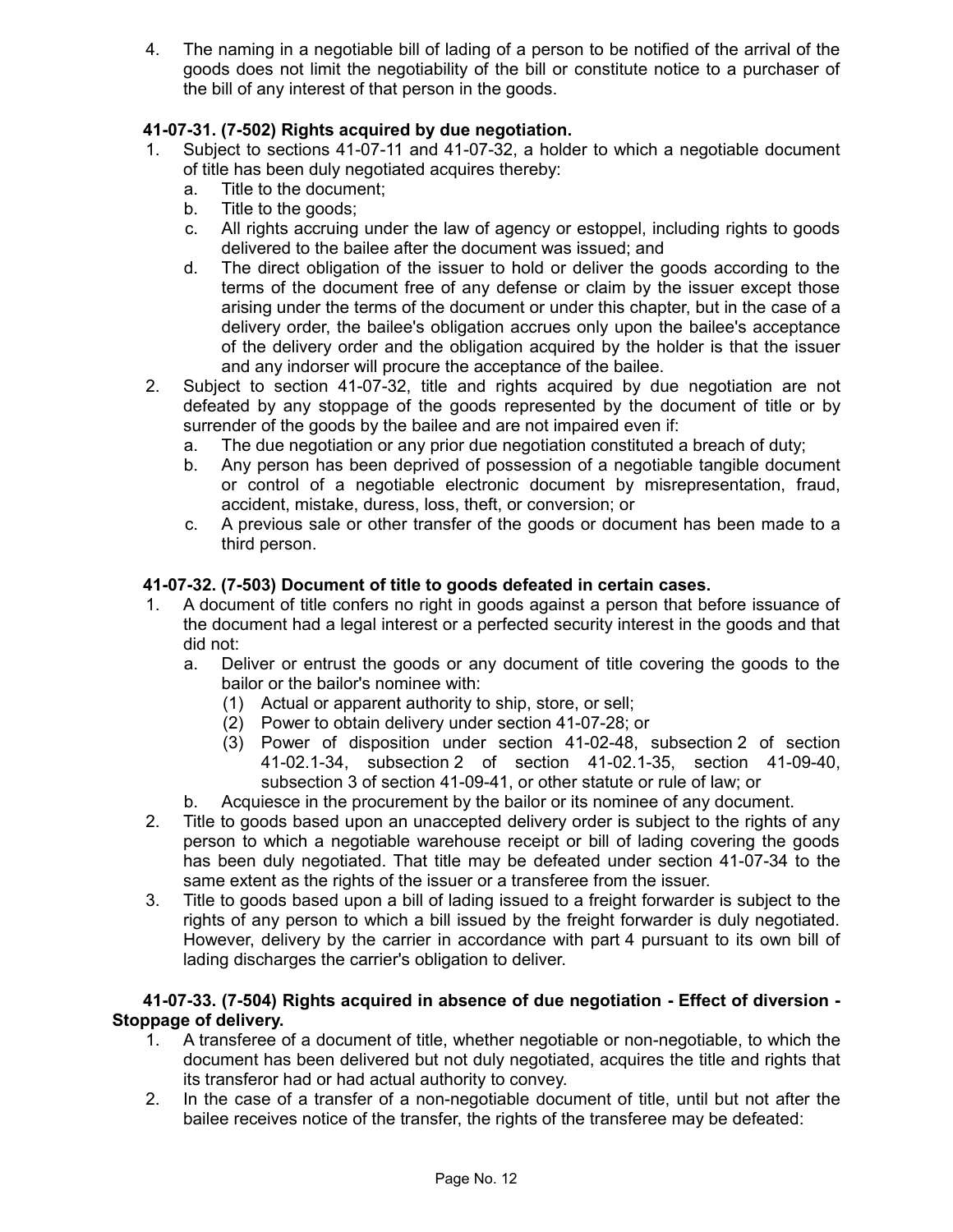4. The naming in a negotiable bill of lading of a person to be notified of the arrival of the goods does not limit the negotiability of the bill or constitute notice to a purchaser of the bill of any interest of that person in the goods.

**41-07-31. (7-502) Rights acquired by due negotiation.**

1. Subject to sections 41-07-11 and 41-07-32, a holder to which a negotiable document of title has been duly negotiated acquires thereby:
   a. Title to the document;
   b. Title to the goods;
   c. All rights accruing under the law of agency or estoppel, including rights to goods delivered to the bailee after the document was issued; and
   d. The direct obligation of the issuer to hold or deliver the goods according to the terms of the document free of any defense or claim by the issuer except those arising under the terms of the document or under this chapter, but in the case of a delivery order, the bailee's obligation accrues only upon the bailee's acceptance of the delivery order and the obligation acquired by the holder is that the issuer and any indorser will procure the acceptance of the bailee.
2. Subject to section 41-07-32, title and rights acquired by due negotiation are not defeated by any stoppage of the goods represented by the document of title or by surrender of the goods by the bailee and are not impaired even if:
   a. The due negotiation or any prior due negotiation constituted a breach of duty;
   b. Any person has been deprived of possession of a negotiable tangible document or control of a negotiable electronic document by misrepresentation, fraud, accident, mistake, duress, loss, theft, or conversion; or
   c. A previous sale or other transfer of the goods or document has been made to a third person.

**41-07-32. (7-503) Document of title to goods defeated in certain cases.**

1. A document of title confers no right in goods against a person that before issuance of the document had a legal interest or a perfected security interest in the goods and that did not:
   a. Deliver or entrust the goods or any document of title covering the goods to the bailor or the bailor's nominee with:
      (1) Actual or apparent authority to ship, store, or sell;
      (2) Power to obtain delivery under section 41-07-28; or
      (3) Power of disposition under section 41-02-48, subsection 2 of section 41-02.1-34, subsection 2 of section 41-02.1-35, section 41-09-40, subsection 3 of section 41-09-41, or other statute or rule of law; or
   b. Acquiesce in the procurement by the bailor or its nominee of any document.
2. Title to goods based upon an unaccepted delivery order is subject to the rights of any person to which a negotiable warehouse receipt or bill of lading covering the goods has been duly negotiated. That title may be defeated under section 41-07-34 to the same extent as the rights of the issuer or a transferee from the issuer.
3. Title to goods based upon a bill of lading issued to a freight forwarder is subject to the rights of any person to which a bill issued by the freight forwarder is duly negotiated. However, delivery by the carrier in accordance with part 4 pursuant to its own bill of lading discharges the carrier's obligation to deliver.

**41-07-33. (7-504) Rights acquired in absence of due negotiation - Effect of diversion - Stoppage of delivery.**

1. A transferee of a document of title, whether negotiable or non-negotiable, to which the document has been delivered but not duly negotiated, acquires the title and rights that its transferor had or had actual authority to convey.
2. In the case of a transfer of a non-negotiable document of title, until but not after the bailee receives notice of the transfer, the rights of the transferee may be defeated: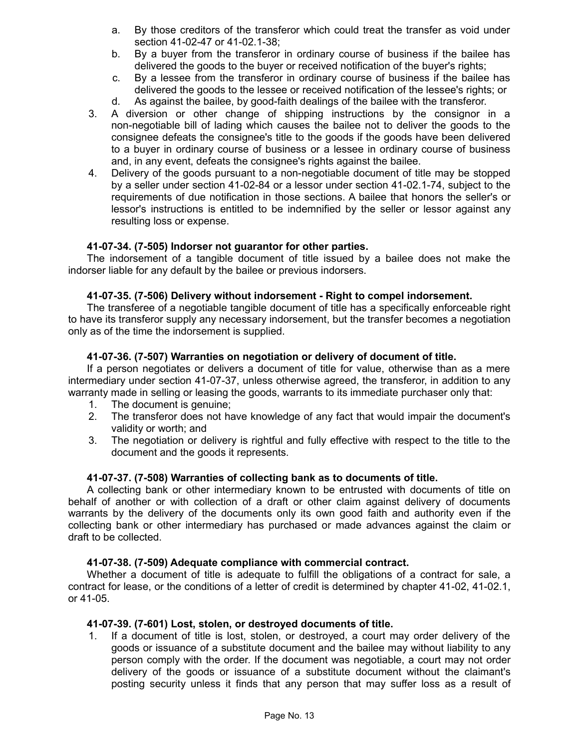a. By those creditors of the transferor which could treat the transfer as void under section 41-02-47 or 41-02.1-38;
   b. By a buyer from the transferor in ordinary course of business if the bailee has delivered the goods to the buyer or received notification of the buyer's rights;
   c. By a lessee from the transferor in ordinary course of business if the bailee has delivered the goods to the lessee or received notification of the lessee's rights; or
   d. As against the bailee, by good-faith dealings of the bailee with the transferor.

3. A diversion or other change of shipping instructions by the consignor in a non-negotiable bill of lading which causes the bailee not to deliver the goods to the consignee defeats the consignee's title to the goods if the goods have been delivered to a buyer in ordinary course of business or a lessee in ordinary course of business and, in any event, defeats the consignee's rights against the bailee.
4. Delivery of the goods pursuant to a non-negotiable document of title may be stopped by a seller under section 41-02-84 or a lessor under section 41-02.1-74, subject to the requirements of due notification in those sections. A bailee that honors the seller's or lessor's instructions is entitled to be indemnified by the seller or lessor against any resulting loss or expense.

**41-07-34. (7-505) Indorser not guarantor for other parties.**

The indorsement of a tangible document of title issued by a bailee does not make the indorser liable for any default by the bailee or previous indorsers.

**41-07-35. (7-506) Delivery without indorsement - Right to compel indorsement.**

The transferee of a negotiable tangible document of title has a specifically enforceable right to have its transferor supply any necessary indorsement, but the transfer becomes a negotiation only as of the time the indorsement is supplied.

**41-07-36. (7-507) Warranties on negotiation or delivery of document of title.**

If a person negotiates or delivers a document of title for value, otherwise than as a mere intermediary under section 41-07-37, unless otherwise agreed, the transferor, in addition to any warranty made in selling or leasing the goods, warrants to its immediate purchaser only that:

1. The document is genuine;
2. The transferor does not have knowledge of any fact that would impair the document's validity or worth; and
3. The negotiation or delivery is rightful and fully effective with respect to the title to the document and the goods it represents.

**41-07-37. (7-508) Warranties of collecting bank as to documents of title.**

A collecting bank or other intermediary known to be entrusted with documents of title on behalf of another or with collection of a draft or other claim against delivery of documents warrants by the delivery of the documents only its own good faith and authority even if the collecting bank or other intermediary has purchased or made advances against the claim or draft to be collected.

**41-07-38. (7-509) Adequate compliance with commercial contract.**

Whether a document of title is adequate to fulfill the obligations of a contract for sale, a contract for lease, or the conditions of a letter of credit is determined by chapter 41-02, 41-02.1, or 41-05.

**41-07-39. (7-601) Lost, stolen, or destroyed documents of title.**

1. If a document of title is lost, stolen, or destroyed, a court may order delivery of the goods or issuance of a substitute document and the bailee may without liability to any person comply with the order. If the document was negotiable, a court may not order delivery of the goods or issuance of a substitute document without the claimant's posting security unless it finds that any person that may suffer loss as a result of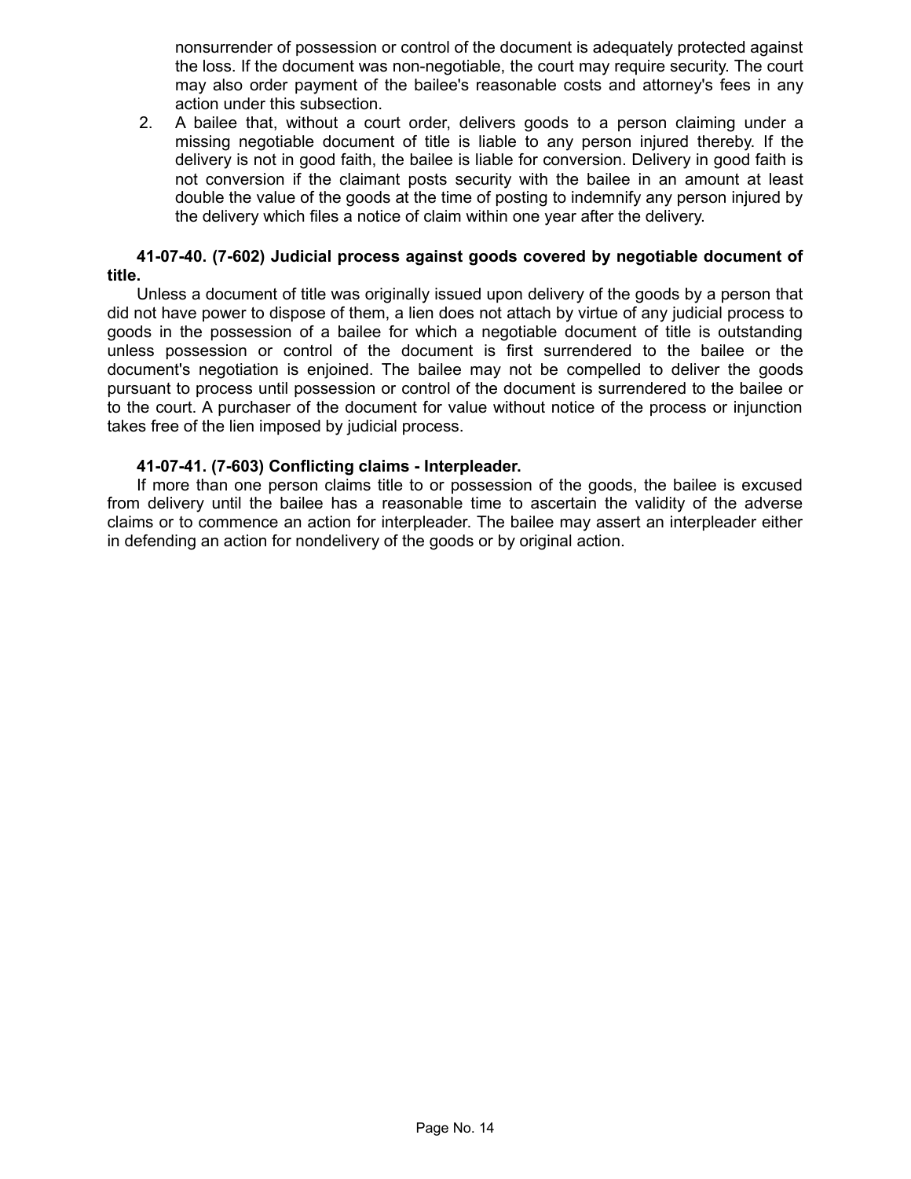nonsurrender of possession or control of the document is adequately protected against the loss. If the document was non-negotiable, the court may require security. The court may also order payment of the bailee's reasonable costs and attorney's fees in any action under this subsection.

2. A bailee that, without a court order, delivers goods to a person claiming under a missing negotiable document of title is liable to any person injured thereby. If the delivery is not in good faith, the bailee is liable for conversion. Delivery in good faith is not conversion if the claimant posts security with the bailee in an amount at least double the value of the goods at the time of posting to indemnify any person injured by the delivery which files a notice of claim within one year after the delivery.

**41-07-40. (7-602) Judicial process against goods covered by negotiable document of title.**

Unless a document of title was originally issued upon delivery of the goods by a person that did not have power to dispose of them, a lien does not attach by virtue of any judicial process to goods in the possession of a bailee for which a negotiable document of title is outstanding unless possession or control of the document is first surrendered to the bailee or the document's negotiation is enjoined. The bailee may not be compelled to deliver the goods pursuant to process until possession or control of the document is surrendered to the bailee or to the court. A purchaser of the document for value without notice of the process or injunction takes free of the lien imposed by judicial process.

**41-07-41. (7-603) Conflicting claims - Interpleader.**

If more than one person claims title to or possession of the goods, the bailee is excused from delivery until the bailee has a reasonable time to ascertain the validity of the adverse claims or to commence an action for interpleader. The bailee may assert an interpleader either in defending an action for nondelivery of the goods or by original action.